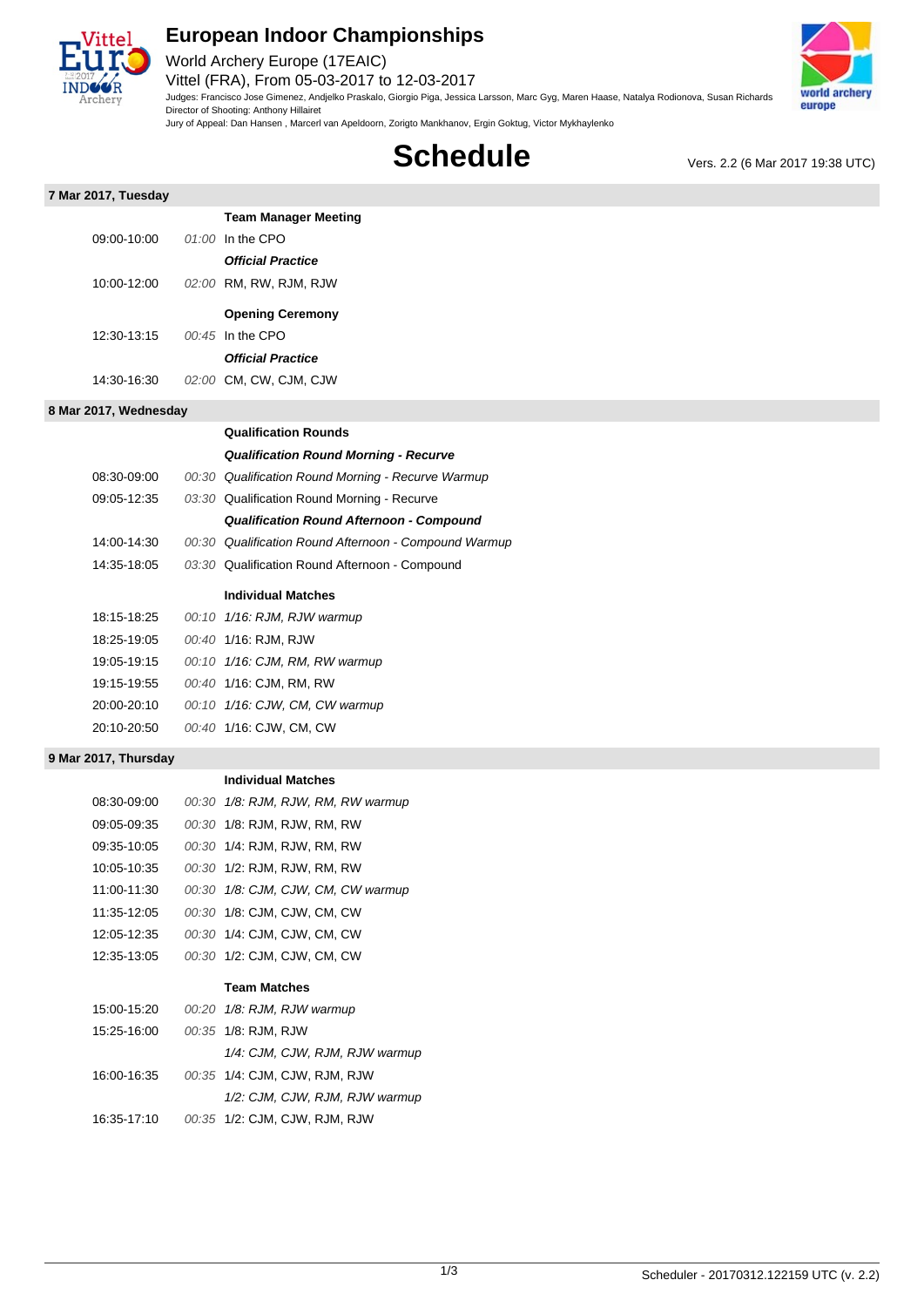# European Indoor Championships

World Archery Europe (17EAIC)

Vittel (FRA), From 05-03-2017 to 12-03-2017

Judges: Francisco Jose Gimenez, Andjelko Praskalo, Giorgio Piga, Jessica Larsson, Marc Gyg, Maren Haase, Natalya Rodionova, Susan Richards

Director of Shooting: Anthony Hillairet

Jury of Appeal: Dan Hansen , Marcerl van Apeldoorn, Zorigto Mankhanov, Ergin Goktug, Victor Mykhaylenko

## Schedule

Vers. 2.2 (6 Mar 2017 19:38 UTC)

### 7 Mar 2017, Tuesday

| Time | Duration | Event |
|---|---|---|
| | | **Team Manager Meeting** |
| 09:00-10:00 | *01:00* | In the CPO |
| | | ***Official Practice*** |
| 10:00-12:00 | *02:00* | RM, RW, RJM, RJW |
| | | **Opening Ceremony** |
| 12:30-13:15 | *00:45* | In the CPO |
| | | ***Official Practice*** |
| 14:30-16:30 | *02:00* | CM, CW, CJM, CJW |

### 8 Mar 2017, Wednesday

| Time | Duration | Event |
|---|---|---|
| | | **Qualification Rounds** |
| | | ***Qualification Round Morning - Recurve*** |
| 08:30-09:00 | *00:30* | *Qualification Round Morning - Recurve Warmup* |
| 09:05-12:35 | *03:30* | Qualification Round Morning - Recurve |
| | | ***Qualification Round Afternoon - Compound*** |
| 14:00-14:30 | *00:30* | *Qualification Round Afternoon - Compound Warmup* |
| 14:35-18:05 | *03:30* | Qualification Round Afternoon - Compound |
| | | **Individual Matches** |
| 18:15-18:25 | *00:10* | *1/16: RJM, RJW warmup* |
| 18:25-19:05 | *00:40* | 1/16: RJM, RJW |
| 19:05-19:15 | *00:10* | *1/16: CJM, RM, RW warmup* |
| 19:15-19:55 | *00:40* | 1/16: CJM, RM, RW |
| 20:00-20:10 | *00:10* | *1/16: CJW, CM, CW warmup* |
| 20:10-20:50 | *00:40* | 1/16: CJW, CM, CW |

### 9 Mar 2017, Thursday

| Time | Duration | Event |
|---|---|---|
| | | **Individual Matches** |
| 08:30-09:00 | *00:30* | *1/8: RJM, RJW, RM, RW warmup* |
| 09:05-09:35 | *00:30* | 1/8: RJM, RJW, RM, RW |
| 09:35-10:05 | *00:30* | 1/4: RJM, RJW, RM, RW |
| 10:05-10:35 | *00:30* | 1/2: RJM, RJW, RM, RW |
| 11:00-11:30 | *00:30* | *1/8: CJM, CJW, CM, CW warmup* |
| 11:35-12:05 | *00:30* | 1/8: CJM, CJW, CM, CW |
| 12:05-12:35 | *00:30* | 1/4: CJM, CJW, CM, CW |
| 12:35-13:05 | *00:30* | 1/2: CJM, CJW, CM, CW |
| | | **Team Matches** |
| 15:00-15:20 | *00:20* | *1/8: RJM, RJW warmup* |
| 15:25-16:00 | *00:35* | 1/8: RJM, RJW |
| | | *1/4: CJM, CJW, RJM, RJW warmup* |
| 16:00-16:35 | *00:35* | 1/4: CJM, CJW, RJM, RJW |
| | | *1/2: CJM, CJW, RJM, RJW warmup* |
| 16:35-17:10 | *00:35* | 1/2: CJM, CJW, RJM, RJW |

Scheduler - 20170312.122159 UTC (v. 2.2)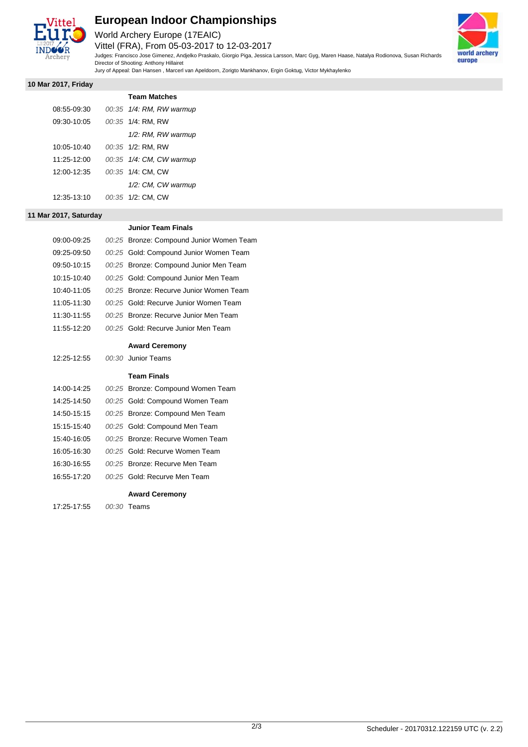# European Indoor Championships

World Archery Europe (17EAIC)

Vittel (FRA), From 05-03-2017 to 12-03-2017

Judges: Francisco Jose Gimenez, Andjelko Praskalo, Giorgio Piga, Jessica Larsson, Marc Gyg, Maren Haase, Natalya Rodionova, Susan Richards

Director of Shooting: Anthony Hillairet

Jury of Appeal: Dan Hansen , Marcerl van Apeldoorn, Zorigto Mankhanov, Ergin Goktug, Victor Mykhaylenko

## 10 Mar 2017, Friday

**Team Matches**

| Time | Duration | Event |
|---|---|---|
| 08:55-09:30 | *00:35* | *1/4: RM, RW warmup* |
| 09:30-10:05 | *00:35* | 1/4: RM, RW |
| | | *1/2: RM, RW warmup* |
| 10:05-10:40 | *00:35* | 1/2: RM, RW |
| 11:25-12:00 | *00:35* | *1/4: CM, CW warmup* |
| 12:00-12:35 | *00:35* | 1/4: CM, CW |
| | | *1/2: CM, CW warmup* |
| 12:35-13:10 | *00:35* | 1/2: CM, CW |

## 11 Mar 2017, Saturday

**Junior Team Finals**

| Time | Duration | Event |
|---|---|---|
| 09:00-09:25 | *00:25* | Bronze: Compound Junior Women Team |
| 09:25-09:50 | *00:25* | Gold: Compound Junior Women Team |
| 09:50-10:15 | *00:25* | Bronze: Compound Junior Men Team |
| 10:15-10:40 | *00:25* | Gold: Compound Junior Men Team |
| 10:40-11:05 | *00:25* | Bronze: Recurve Junior Women Team |
| 11:05-11:30 | *00:25* | Gold: Recurve Junior Women Team |
| 11:30-11:55 | *00:25* | Bronze: Recurve Junior Men Team |
| 11:55-12:20 | *00:25* | Gold: Recurve Junior Men Team |

**Award Ceremony**

| Time | Duration | Event |
|---|---|---|
| 12:25-12:55 | *00:30* | Junior Teams |

**Team Finals**

| Time | Duration | Event |
|---|---|---|
| 14:00-14:25 | *00:25* | Bronze: Compound Women Team |
| 14:25-14:50 | *00:25* | Gold: Compound Women Team |
| 14:50-15:15 | *00:25* | Bronze: Compound Men Team |
| 15:15-15:40 | *00:25* | Gold: Compound Men Team |
| 15:40-16:05 | *00:25* | Bronze: Recurve Women Team |
| 16:05-16:30 | *00:25* | Gold: Recurve Women Team |
| 16:30-16:55 | *00:25* | Bronze: Recurve Men Team |
| 16:55-17:20 | *00:25* | Gold: Recurve Men Team |

**Award Ceremony**

| Time | Duration | Event |
|---|---|---|
| 17:25-17:55 | *00:30* | Teams |

Scheduler - 20170312.122159 UTC (v. 2.2)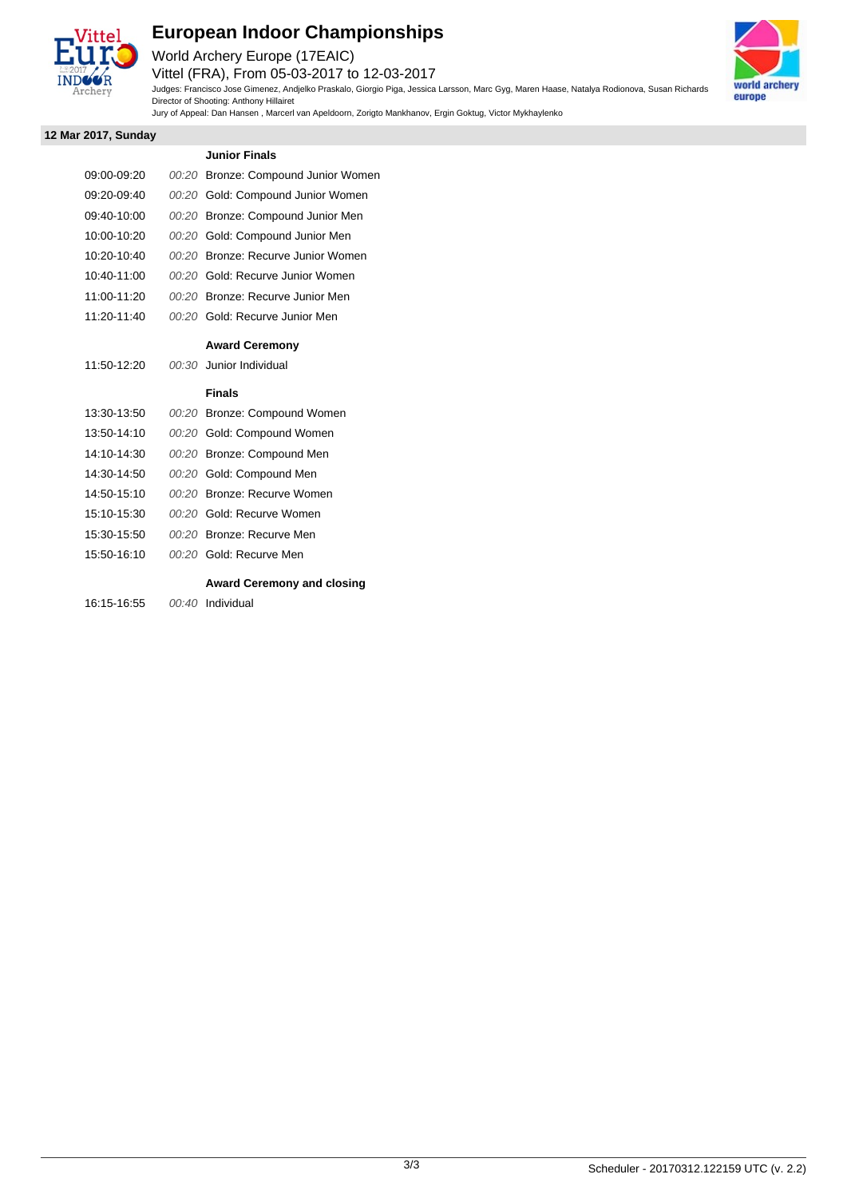# European Indoor Championships

World Archery Europe (17EAIC)

Vittel (FRA), From 05-03-2017 to 12-03-2017

Judges: Francisco Jose Gimenez, Andjelko Praskalo, Giorgio Piga, Jessica Larsson, Marc Gyg, Maren Haase, Natalya Rodionova, Susan Richards
Director of Shooting: Anthony Hillairet
Jury of Appeal: Dan Hansen , Marcerl van Apeldoorn, Zorigto Mankhanov, Ergin Goktug, Victor Mykhaylenko

## 12 Mar 2017, Sunday

| | | |
|---|---|---|
| | | **Junior Finals** |
| 09:00-09:20 | *00:20* | Bronze: Compound Junior Women |
| 09:20-09:40 | *00:20* | Gold: Compound Junior Women |
| 09:40-10:00 | *00:20* | Bronze: Compound Junior Men |
| 10:00-10:20 | *00:20* | Gold: Compound Junior Men |
| 10:20-10:40 | *00:20* | Bronze: Recurve Junior Women |
| 10:40-11:00 | *00:20* | Gold: Recurve Junior Women |
| 11:00-11:20 | *00:20* | Bronze: Recurve Junior Men |
| 11:20-11:40 | *00:20* | Gold: Recurve Junior Men |
| | | **Award Ceremony** |
| 11:50-12:20 | *00:30* | Junior Individual |
| | | **Finals** |
| 13:30-13:50 | *00:20* | Bronze: Compound Women |
| 13:50-14:10 | *00:20* | Gold: Compound Women |
| 14:10-14:30 | *00:20* | Bronze: Compound Men |
| 14:30-14:50 | *00:20* | Gold: Compound Men |
| 14:50-15:10 | *00:20* | Bronze: Recurve Women |
| 15:10-15:30 | *00:20* | Gold: Recurve Women |
| 15:30-15:50 | *00:20* | Bronze: Recurve Men |
| 15:50-16:10 | *00:20* | Gold: Recurve Men |
| | | **Award Ceremony and closing** |
| 16:15-16:55 | *00:40* | Individual |

Scheduler - 20170312.122159 UTC (v. 2.2)